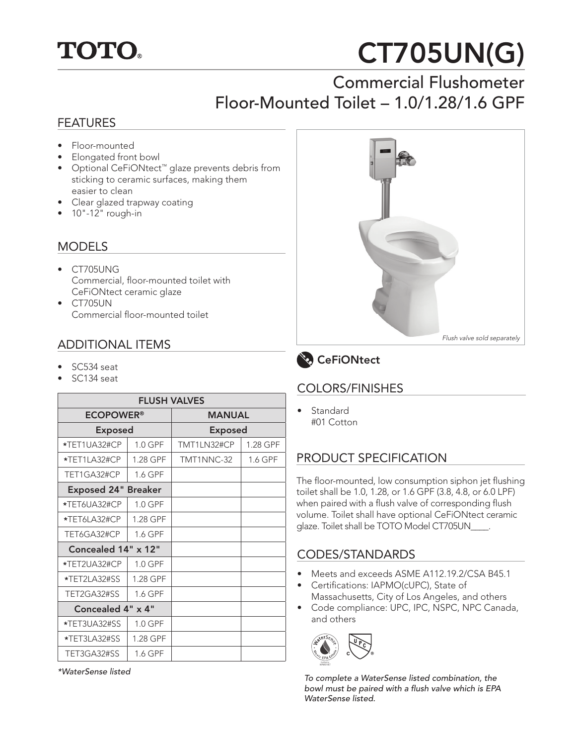# TOTO®

# CT705UN(G)

## Commercial Flushometer Floor-Mounted Toilet – 1.0/1.28/1.6 GPF

### FEATURES

- Floor-mounted
- Elongated front bowl
- Optional CeFiONtect™ glaze prevents debris from sticking to ceramic surfaces, making them easier to clean
- Clear glazed trapway coating
- 10"-12" rough-in

### MODELS

- CT705UNG
  Commercial, floor-mounted toilet with CeFiONtect ceramic glaze
- CT705UN
  Commercial floor-mounted toilet

### ADDITIONAL ITEMS

- SC534 seat
- SC134 seat

| FLUSH VALVES | | | |
|---|---|---|---|
| **ECOPOWER®** | | **MANUAL** | |
| **Exposed** | | **Exposed** | |
| *TET1UA32#CP | 1.0 GPF | TMT1LN32#CP | 1.28 GPF |
| *TET1LA32#CP | 1.28 GPF | TMT1NNC-32 | 1.6 GPF |
| TET1GA32#CP | 1.6 GPF | | |
| **Exposed 24" Breaker** | | | |
| *TET6UA32#CP | 1.0 GPF | | |
| *TET6LA32#CP | 1.28 GPF | | |
| TET6GA32#CP | 1.6 GPF | | |
| **Concealed 14" x 12"** | | | |
| *TET2UA32#CP | 1.0 GPF | | |
| *TET2LA32#SS | 1.28 GPF | | |
| TET2GA32#SS | 1.6 GPF | | |
| **Concealed 4" x 4"** | | | |
| *TET3UA32#SS | 1.0 GPF | | |
| *TET3LA32#SS | 1.28 GPF | | |
| TET3GA32#SS | 1.6 GPF | | |

*\*WaterSense listed*

*Flush valve sold separately*

**CeFiONtect**

### COLORS/FINISHES

- Standard
  #01 Cotton

### PRODUCT SPECIFICATION

The floor-mounted, low consumption siphon jet flushing toilet shall be 1.0, 1.28, or 1.6 GPF (3.8, 4.8, or 6.0 LPF) when paired with a flush valve of corresponding flush volume. Toilet shall have optional CeFiONtect ceramic glaze. Toilet shall be TOTO Model CT705UN____.

### CODES/STANDARDS

- Meets and exceeds ASME A112.19.2/CSA B45.1
- Certifications: IAPMO(cUPC), State of Massachusetts, City of Los Angeles, and others
- Code compliance: UPC, IPC, NSPC, NPC Canada, and others

*To complete a WaterSense listed combination, the bowl must be paired with a flush valve which is EPA WaterSense listed.*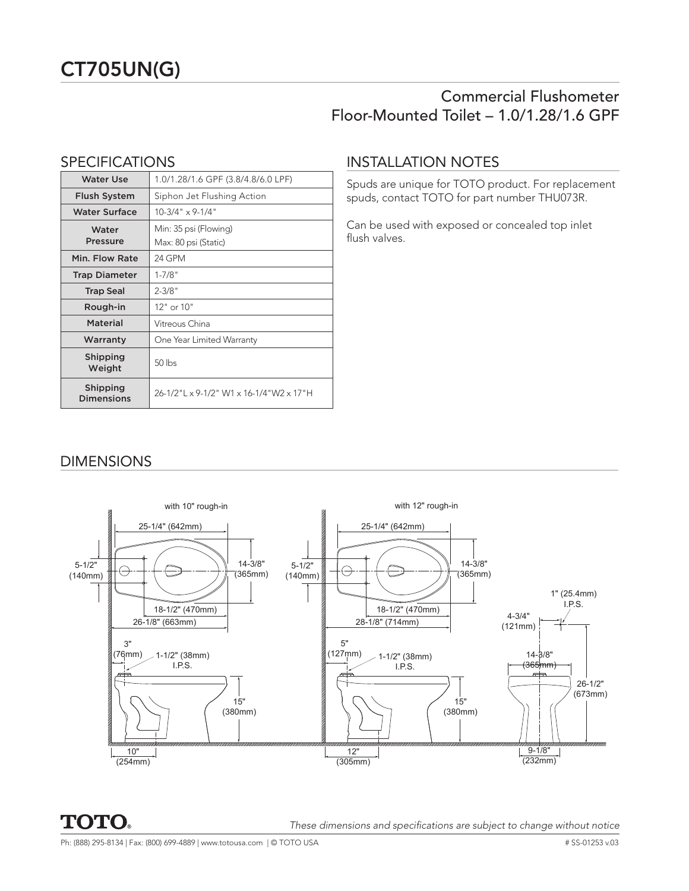# CT705UN(G)

## Commercial Flushometer Floor-Mounted Toilet – 1.0/1.28/1.6 GPF

## SPECIFICATIONS

| | |
|---|---|
| **Water Use** | 1.0/1.28/1.6 GPF (3.8/4.8/6.0 LPF) |
| **Flush System** | Siphon Jet Flushing Action |
| **Water Surface** | 10-3/4" x 9-1/4" |
| **Water Pressure** | Min: 35 psi (Flowing)<br>Max: 80 psi (Static) |
| **Min. Flow Rate** | 24 GPM |
| **Trap Diameter** | 1-7/8" |
| **Trap Seal** | 2-3/8" |
| **Rough-in** | 12" or 10" |
| **Material** | Vitreous China |
| **Warranty** | One Year Limited Warranty |
| **Shipping Weight** | 50 lbs |
| **Shipping Dimensions** | 26-1/2"L x 9-1/2" W1 x 16-1/4"W2 x 17"H |

## INSTALLATION NOTES

Spuds are unique for TOTO product. For replacement spuds, contact TOTO for part number THU073R.

Can be used with exposed or concealed top inlet flush valves.

## DIMENSIONS

with 10" rough-in
25-1/4" (642mm)
5-1/2" (140mm)
14-3/8" (365mm)
18-1/2" (470mm)
26-1/8" (663mm)
3" (76mm)
1-1/2" (38mm) I.P.S.
15" (380mm)
10" (254mm)

with 12" rough-in
25-1/4" (642mm)
5-1/2" (140mm)
14-3/8" (365mm)
18-1/2" (470mm)
28-1/8" (714mm)
5" (127mm)
1-1/2" (38mm) I.P.S.
15" (380mm)
12" (305mm)

1" (25.4mm) I.P.S.
4-3/4" (121mm)
14-3/8" (365mm)
26-1/2" (673mm)
9-1/8" (232mm)

*These dimensions and specifications are subject to change without notice*

Ph: (888) 295-8134 | Fax: (800) 699-4889 | www.totousa.com | © TOTO USA

# SS-01253 v.03